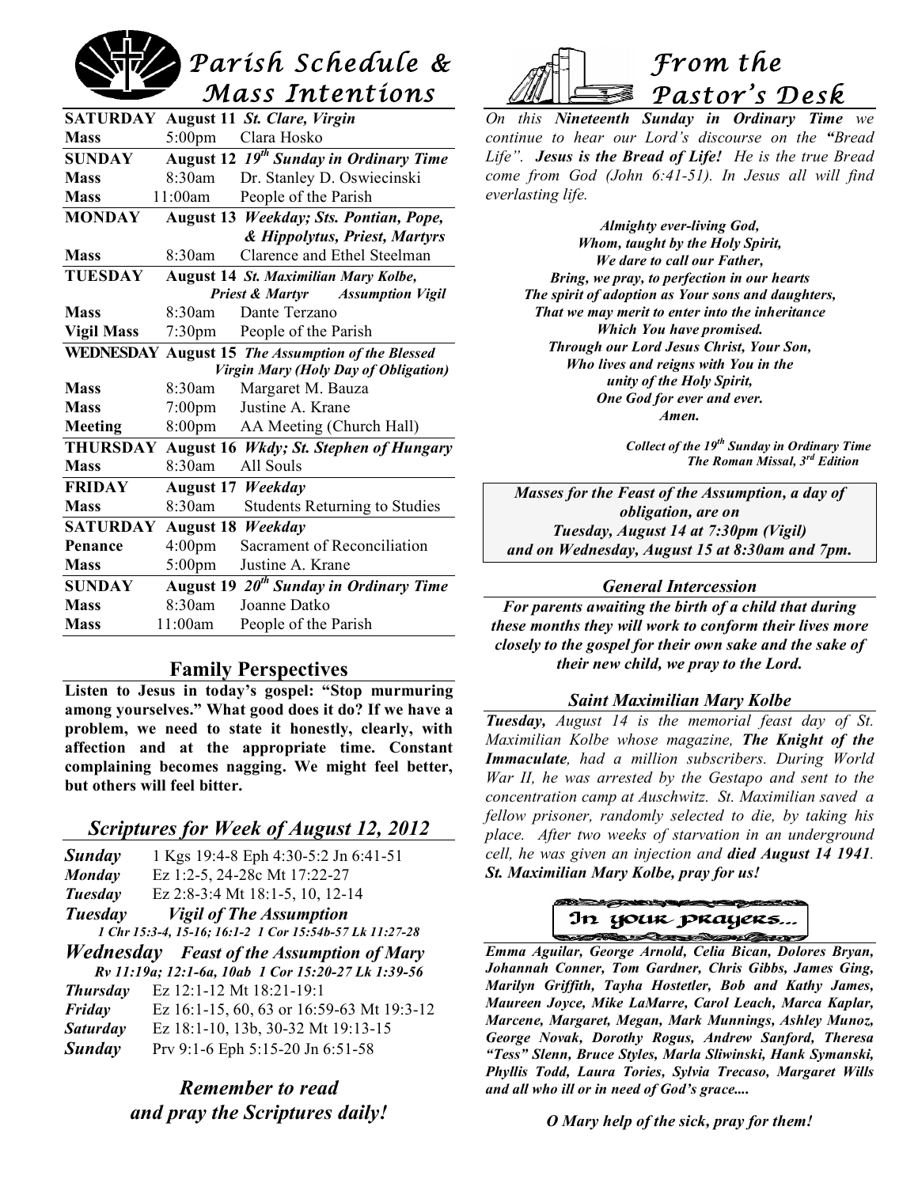# *Parish Schedule & Mass Intentions*

| | | |
|---|---|---|
| **SATURDAY** | **August 11** | ***St. Clare, Virgin*** |
| **Mass** | 5:00pm | Clara Hosko |
| **SUNDAY** | **August 12** | ***19th Sunday in Ordinary Time*** |
| **Mass** | 8:30am | Dr. Stanley D. Oswiecinski |
| **Mass** | 11:00am | People of the Parish |
| **MONDAY** | **August 13** | ***Weekday; Sts. Pontian, Pope, & Hippolytus, Priest, Martyrs*** |
| **Mass** | 8:30am | Clarence and Ethel Steelman |
| **TUESDAY** | **August 14** | ***St. Maximilian Mary Kolbe, Priest & Martyr Assumption Vigil*** |
| **Mass** | 8:30am | Dante Terzano |
| **Vigil Mass** | 7:30pm | People of the Parish |
| **WEDNESDAY** | **August 15** | ***The Assumption of the Blessed Virgin Mary (Holy Day of Obligation)*** |
| **Mass** | 8:30am | Margaret M. Bauza |
| **Mass** | 7:00pm | Justine A. Krane |
| **Meeting** | 8:00pm | AA Meeting (Church Hall) |
| **THURSDAY** | **August 16** | ***Wkdy; St. Stephen of Hungary*** |
| **Mass** | 8:30am | All Souls |
| **FRIDAY** | **August 17** | ***Weekday*** |
| **Mass** | 8:30am | Students Returning to Studies |
| **SATURDAY** | **August 18** | ***Weekday*** |
| **Penance** | 4:00pm | Sacrament of Reconciliation |
| **Mass** | 5:00pm | Justine A. Krane |
| **SUNDAY** | **August 19** | ***20th Sunday in Ordinary Time*** |
| **Mass** | 8:30am | Joanne Datko |
| **Mass** | 11:00am | People of the Parish |

## Family Perspectives

**Listen to Jesus in today's gospel: "Stop murmuring among yourselves." What good does it do? If we have a problem, we need to state it honestly, clearly, with affection and at the appropriate time. Constant complaining becomes nagging. We might feel better, but others will feel bitter.**

## *Scriptures for Week of August 12, 2012*

***Sunday*** 1 Kgs 19:4-8 Eph 4:30-5:2 Jn 6:41-51
***Monday*** Ez 1:2-5, 24-28c Mt 17:22-27
***Tuesday*** Ez 2:8-3:4 Mt 18:1-5, 10, 12-14
***Tuesday*** ***Vigil of The Assumption***
*1 Chr 15:3-4, 15-16; 16:1-2 1 Cor 15:54b-57 Lk 11:27-28*
***Wednesday*** ***Feast of the Assumption of Mary***
*Rv 11:19a; 12:1-6a, 10ab 1 Cor 15:20-27 Lk 1:39-56*
***Thursday*** Ez 12:1-12 Mt 18:21-19:1
***Friday*** Ez 16:1-15, 60, 63 or 16:59-63 Mt 19:3-12
***Saturday*** Ez 18:1-10, 13b, 30-32 Mt 19:13-15
***Sunday*** Prv 9:1-6 Eph 5:15-20 Jn 6:51-58

### *Remember to read and pray the Scriptures daily!*

# *From the Pastor's Desk*

*On this **Nineteenth Sunday in Ordinary Time** we continue to hear our Lord's discourse on the **"**Bread Life". **Jesus is the Bread of Life!** He is the true Bread come from God (John 6:41-51). In Jesus all will find everlasting life.*

***Almighty ever-living God,***
***Whom, taught by the Holy Spirit,***
***We dare to call our Father,***
***Bring, we pray, to perfection in our hearts***
***The spirit of adoption as Your sons and daughters,***
***That we may merit to enter into the inheritance***
***Which You have promised.***
***Through our Lord Jesus Christ, Your Son,***
***Who lives and reigns with You in the***
***unity of the Holy Spirit,***
***One God for ever and ever.***
***Amen.***

***Collect of the 19th Sunday in Ordinary Time***
***The Roman Missal, 3rd Edition***

***Masses for the Feast of the Assumption, a day of obligation, are on Tuesday, August 14 at 7:30pm (Vigil) and on Wednesday, August 15 at 8:30am and 7pm.***

### *General Intercession*

***For parents awaiting the birth of a child that during these months they will work to conform their lives more closely to the gospel for their own sake and the sake of their new child, we pray to the Lord.***

### *Saint Maximilian Mary Kolbe*

***Tuesday,*** *August 14 is the memorial feast day of St. Maximilian Kolbe whose magazine, **The Knight of the Immaculate**, had a million subscribers. During World War II, he was arrested by the Gestapo and sent to the concentration camp at Auschwitz. St. Maximilian saved a fellow prisoner, randomly selected to die, by taking his place. After two weeks of starvation in an underground cell, he was given an injection and **died August 14 1941**. **St. Maximilian Mary Kolbe, pray for us!***

### In your prayers...

***Emma Aguilar, George Arnold, Celia Bican, Dolores Bryan, Johannah Conner, Tom Gardner, Chris Gibbs, James Ging, Marilyn Griffith, Tayha Hostetler, Bob and Kathy James, Maureen Joyce, Mike LaMarre, Carol Leach, Marca Kaplar, Marcene, Margaret, Megan, Mark Munnings, Ashley Munoz, George Novak, Dorothy Rogus, Andrew Sanford, Theresa "Tess" Slenn, Bruce Styles, Marla Sliwinski, Hank Symanski, Phyllis Todd, Laura Tories, Sylvia Trecaso, Margaret Wills and all who ill or in need of God's grace....***

***O Mary help of the sick, pray for them!***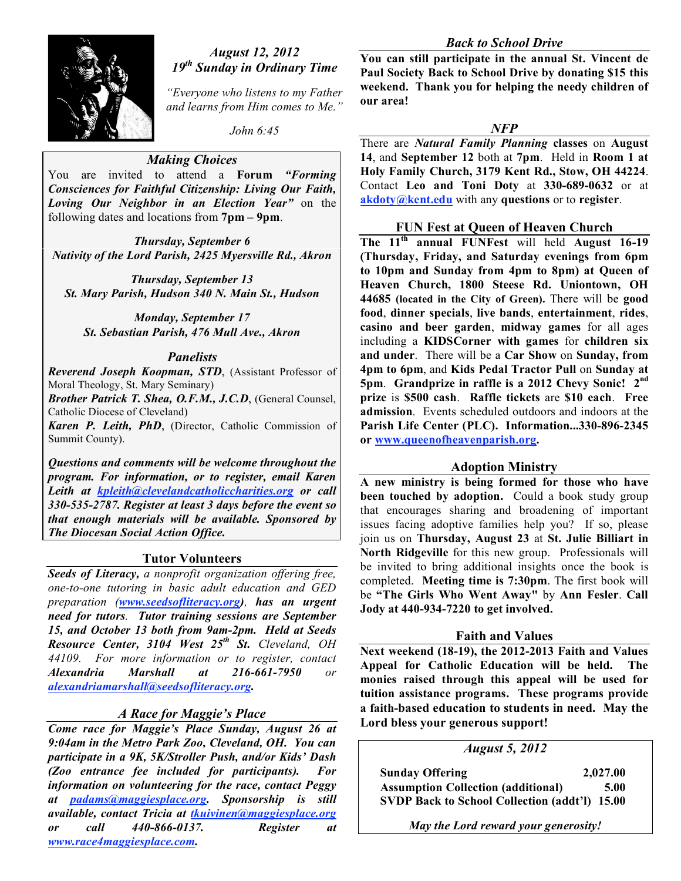*August 12, 2012*
*19th Sunday in Ordinary Time*

*"Everyone who listens to my Father and learns from Him comes to Me."*

*John 6:45*

### *Making Choices*

You are invited to attend a **Forum *"Forming Consciences for Faithful Citizenship: Living Our Faith, Loving Our Neighbor in an Election Year"*** on the following dates and locations from **7pm – 9pm**.

***Thursday, September 6***
***Nativity of the Lord Parish, 2425 Myersville Rd., Akron***

***Thursday, September 13***
***St. Mary Parish, Hudson 340 N. Main St., Hudson***

***Monday, September 17***
***St. Sebastian Parish, 476 Mull Ave., Akron***

### *Panelists*

***Reverend Joseph Koopman, STD***, (Assistant Professor of Moral Theology, St. Mary Seminary)
***Brother Patrick T. Shea, O.F.M., J.C.D***, (General Counsel, Catholic Diocese of Cleveland)
***Karen P. Leith, PhD***, (Director, Catholic Commission of Summit County).

***Questions and comments will be welcome throughout the program. For information, or to register, email Karen Leith at kpleith@clevelandcatholiccharities.org or call 330-535-2787. Register at least 3 days before the event so that enough materials will be available. Sponsored by The Diocesan Social Action Office.***

### Tutor Volunteers

***Seeds of Literacy,*** *a nonprofit organization offering free, one-to-one tutoring in basic adult education and GED preparation (**www.seedsofliteracy.org**),* ***has an urgent need for tutors****.* ***Tutor training sessions are September 15, and October 13 both from 9am-2pm. Held at Seeds Resource Center, 3104 West 25th St.*** *Cleveland, OH 44109. For more information or to register, contact* ***Alexandria Marshall at 216-661-7950*** *or* ***alexandriamarshall@seedsofliteracy.org.***

### *A Race for Maggie's Place*

***Come race for Maggie's Place Sunday, August 26 at 9:04am in the Metro Park Zoo, Cleveland, OH. You can participate in a 9K, 5K/Stroller Push, and/or Kids' Dash (Zoo entrance fee included for participants). For information on volunteering for the race, contact Peggy at padams@maggiesplace.org. Sponsorship is still available, contact Tricia at tkuivinen@maggiesplace.org or call 440-866-0137. Register at www.race4maggiesplace.com.***

### *Back to School Drive*

**You can still participate in the annual St. Vincent de Paul Society Back to School Drive by donating $15 this weekend. Thank you for helping the needy children of our area!**

### *NFP*

There are ***Natural Family Planning*** **classes** on **August 14**, and **September 12** both at **7pm**. Held in **Room 1 at Holy Family Church, 3179 Kent Rd., Stow, OH 44224**. Contact **Leo and Toni Doty** at **330-689-0632** or at **akdoty@kent.edu** with any **questions** or to **register**.

### FUN Fest at Queen of Heaven Church

**The 11th annual FUNFest will held August 16-19 (Thursday, Friday, and Saturday evenings from 6pm to 10pm and Sunday from 4pm to 8pm) at Queen of Heaven Church, 1800 Steese Rd. Uniontown, OH 44685 (located in the City of Green).** There will be **good food**, **dinner specials**, **live bands**, **entertainment**, **rides**, **casino and beer garden**, **midway games** for all ages including a **KIDSCorner with games** for **children six and under**. There will be a **Car Show** on **Sunday, from 4pm to 6pm**, and **Kids Pedal Tractor Pull** on **Sunday at 5pm**. **Grandprize in raffle is a 2012 Chevy Sonic! 2nd prize** is **$500 cash**. **Raffle tickets** are **$10 each**. **Free admission**. Events scheduled outdoors and indoors at the **Parish Life Center (PLC). Information...330-896-2345 or www.queenofheavenparish.org.**

### Adoption Ministry

**A new ministry is being formed for those who have been touched by adoption.** Could a book study group that encourages sharing and broadening of important issues facing adoptive families help you? If so, please join us on **Thursday, August 23** at **St. Julie Billiart in North Ridgeville** for this new group. Professionals will be invited to bring additional insights once the book is completed. **Meeting time is 7:30pm**. The first book will be **"The Girls Who Went Away"** by **Ann Fesler**. **Call Jody at 440-934-7220 to get involved.**

### Faith and Values

**Next weekend (18-19), the 2012-2013 Faith and Values Appeal for Catholic Education will be held. The monies raised through this appeal will be used for tuition assistance programs. These programs provide a faith-based education to students in need. May the Lord bless your generous support!**

### *August 5, 2012*

| | |
|---|---|
| **Sunday Offering** | **2,027.00** |
| **Assumption Collection (additional)** | **5.00** |
| **SVDP Back to School Collection (addt'l)** | **15.00** |

*May the Lord reward your generosity!*